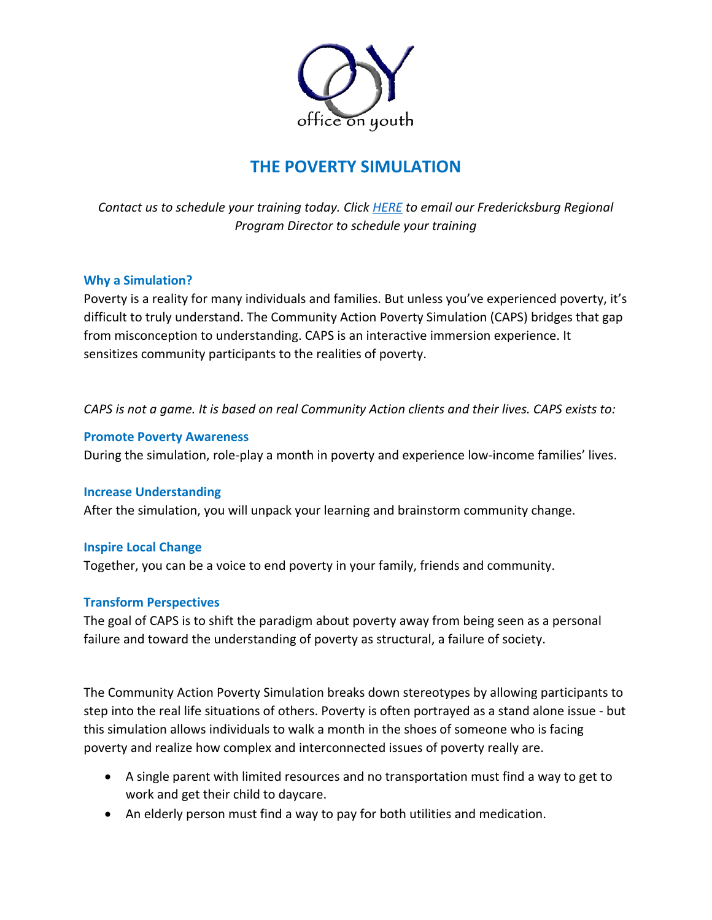office on youth

# THE POVERTY SIMULATION

*Contact us to schedule your training today. Click HERE to email our Fredericksburg Regional Program Director to schedule your training*

### Why a Simulation?

Poverty is a reality for many individuals and families. But unless you've experienced poverty, it's difficult to truly understand. The Community Action Poverty Simulation (CAPS) bridges that gap from misconception to understanding. CAPS is an interactive immersion experience. It sensitizes community participants to the realities of poverty.

*CAPS is not a game. It is based on real Community Action clients and their lives. CAPS exists to:*

### Promote Poverty Awareness

During the simulation, role-play a month in poverty and experience low-income families' lives.

### Increase Understanding

After the simulation, you will unpack your learning and brainstorm community change.

### Inspire Local Change

Together, you can be a voice to end poverty in your family, friends and community.

### Transform Perspectives

The goal of CAPS is to shift the paradigm about poverty away from being seen as a personal failure and toward the understanding of poverty as structural, a failure of society.

The Community Action Poverty Simulation breaks down stereotypes by allowing participants to step into the real life situations of others. Poverty is often portrayed as a stand alone issue - but this simulation allows individuals to walk a month in the shoes of someone who is facing poverty and realize how complex and interconnected issues of poverty really are.

- A single parent with limited resources and no transportation must find a way to get to work and get their child to daycare.
- An elderly person must find a way to pay for both utilities and medication.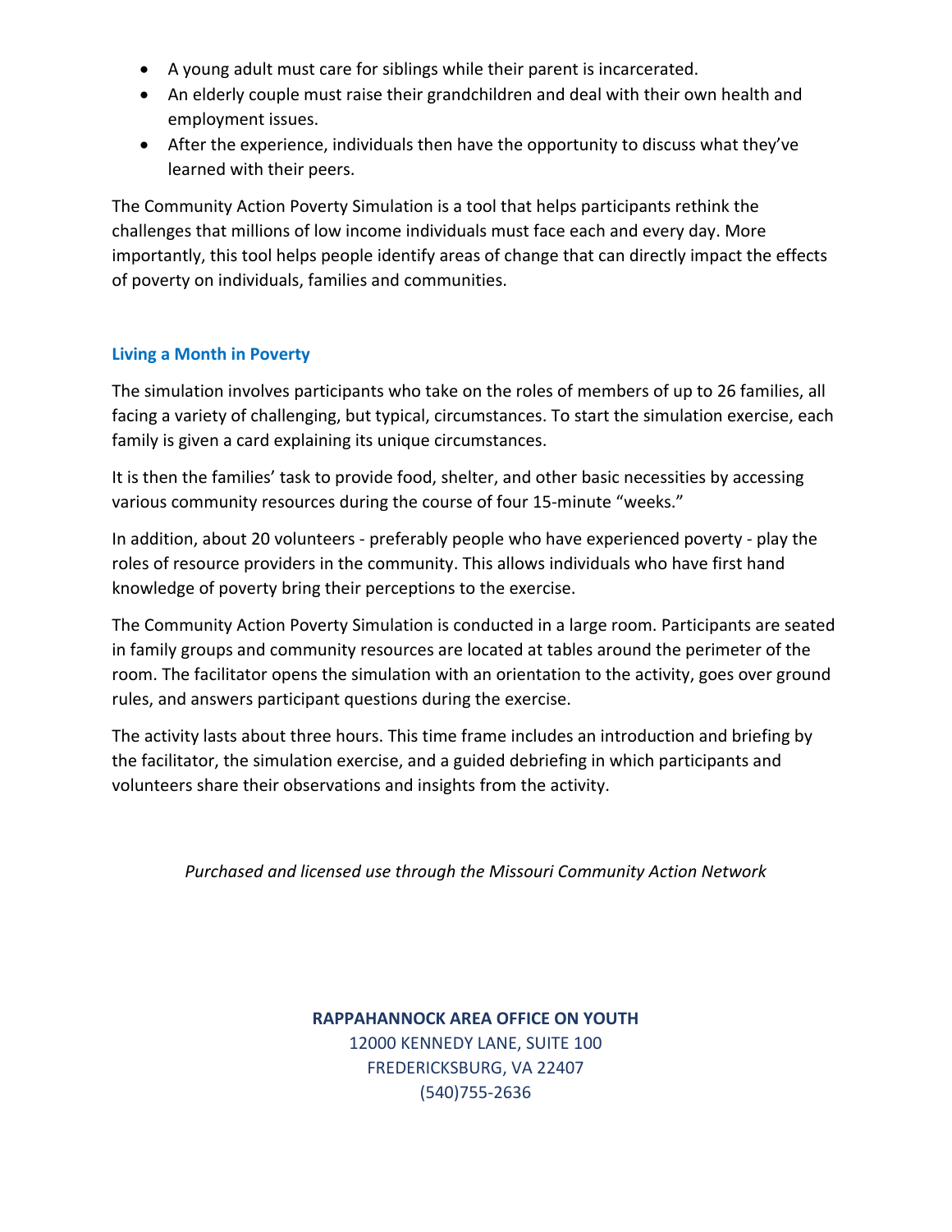- A young adult must care for siblings while their parent is incarcerated.
- An elderly couple must raise their grandchildren and deal with their own health and employment issues.
- After the experience, individuals then have the opportunity to discuss what they've learned with their peers.

The Community Action Poverty Simulation is a tool that helps participants rethink the challenges that millions of low income individuals must face each and every day. More importantly, this tool helps people identify areas of change that can directly impact the effects of poverty on individuals, families and communities.

## Living a Month in Poverty

The simulation involves participants who take on the roles of members of up to 26 families, all facing a variety of challenging, but typical, circumstances. To start the simulation exercise, each family is given a card explaining its unique circumstances.

It is then the families' task to provide food, shelter, and other basic necessities by accessing various community resources during the course of four 15-minute "weeks."

In addition, about 20 volunteers - preferably people who have experienced poverty - play the roles of resource providers in the community. This allows individuals who have first hand knowledge of poverty bring their perceptions to the exercise.

The Community Action Poverty Simulation is conducted in a large room. Participants are seated in family groups and community resources are located at tables around the perimeter of the room. The facilitator opens the simulation with an orientation to the activity, goes over ground rules, and answers participant questions during the exercise.

The activity lasts about three hours. This time frame includes an introduction and briefing by the facilitator, the simulation exercise, and a guided debriefing in which participants and volunteers share their observations and insights from the activity.

*Purchased and licensed use through the Missouri Community Action Network*

**RAPPAHANNOCK AREA OFFICE ON YOUTH**
12000 KENNEDY LANE, SUITE 100
FREDERICKSBURG, VA 22407
(540)755-2636